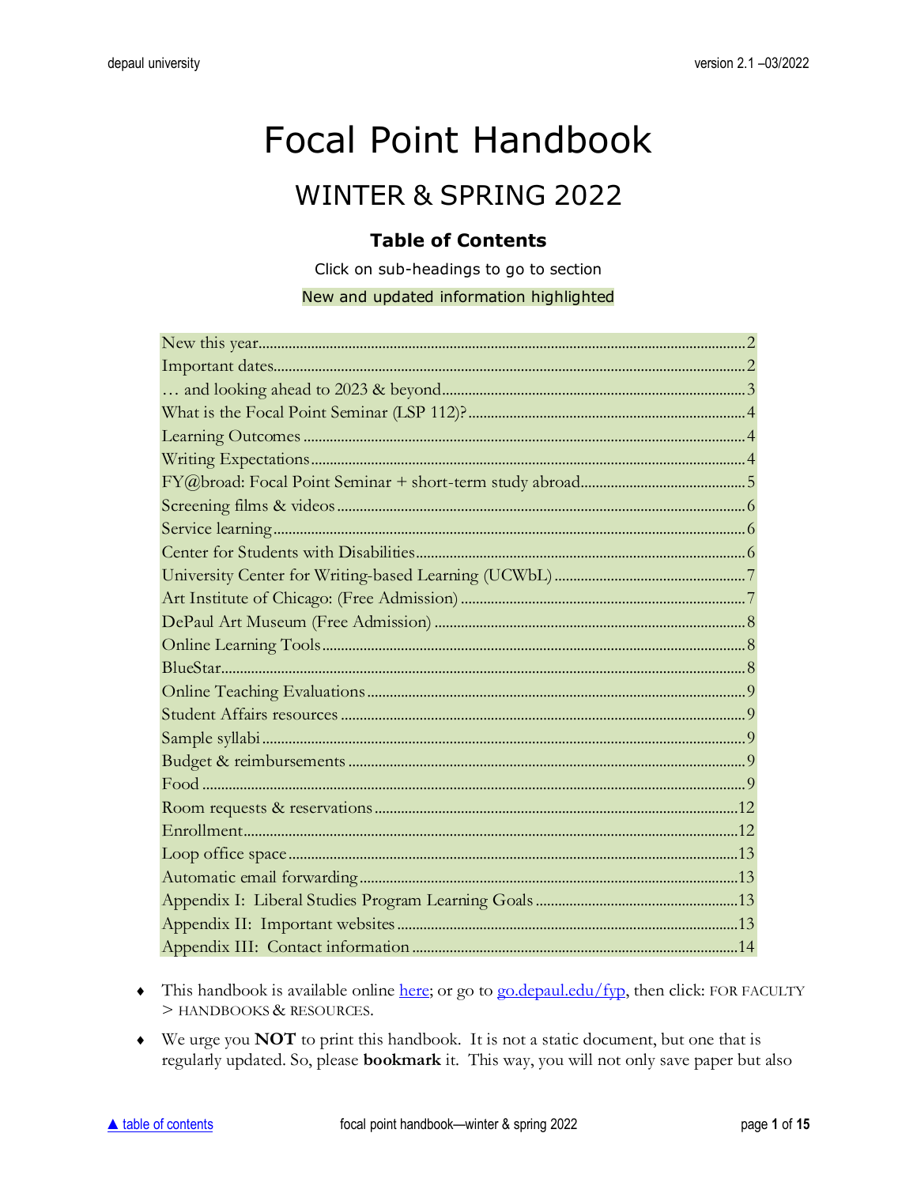# Focal Point Handbook

## WINTER & SPRING 2022

### Table of Contents

Click on sub-headings to go to section

New and updated information highlighted

| | |
|---|---|
| New this year | 2 |
| Important dates | 2 |
| … and looking ahead to 2023 & beyond | 3 |
| What is the Focal Point Seminar (LSP 112)? | 4 |
| Learning Outcomes | 4 |
| Writing Expectations | 4 |
| FY@broad: Focal Point Seminar + short-term study abroad | 5 |
| Screening films & videos | 6 |
| Service learning | 6 |
| Center for Students with Disabilities | 6 |
| University Center for Writing-based Learning (UCWbL) | 7 |
| Art Institute of Chicago: (Free Admission) | 7 |
| DePaul Art Museum (Free Admission) | 8 |
| Online Learning Tools | 8 |
| BlueStar | 8 |
| Online Teaching Evaluations | 9 |
| Student Affairs resources | 9 |
| Sample syllabi | 9 |
| Budget & reimbursements | 9 |
| Food | 9 |
| Room requests & reservations | 12 |
| Enrollment | 12 |
| Loop office space | 13 |
| Automatic email forwarding | 13 |
| Appendix I: Liberal Studies Program Learning Goals | 13 |
| Appendix II: Important websites | 13 |
| Appendix III: Contact information | 14 |

- This handbook is available online here; or go to go.depaul.edu/fyp, then click: FOR FACULTY > HANDBOOKS & RESOURCES.
- We urge you **NOT** to print this handbook. It is not a static document, but one that is regularly updated. So, please **bookmark** it. This way, you will not only save paper but also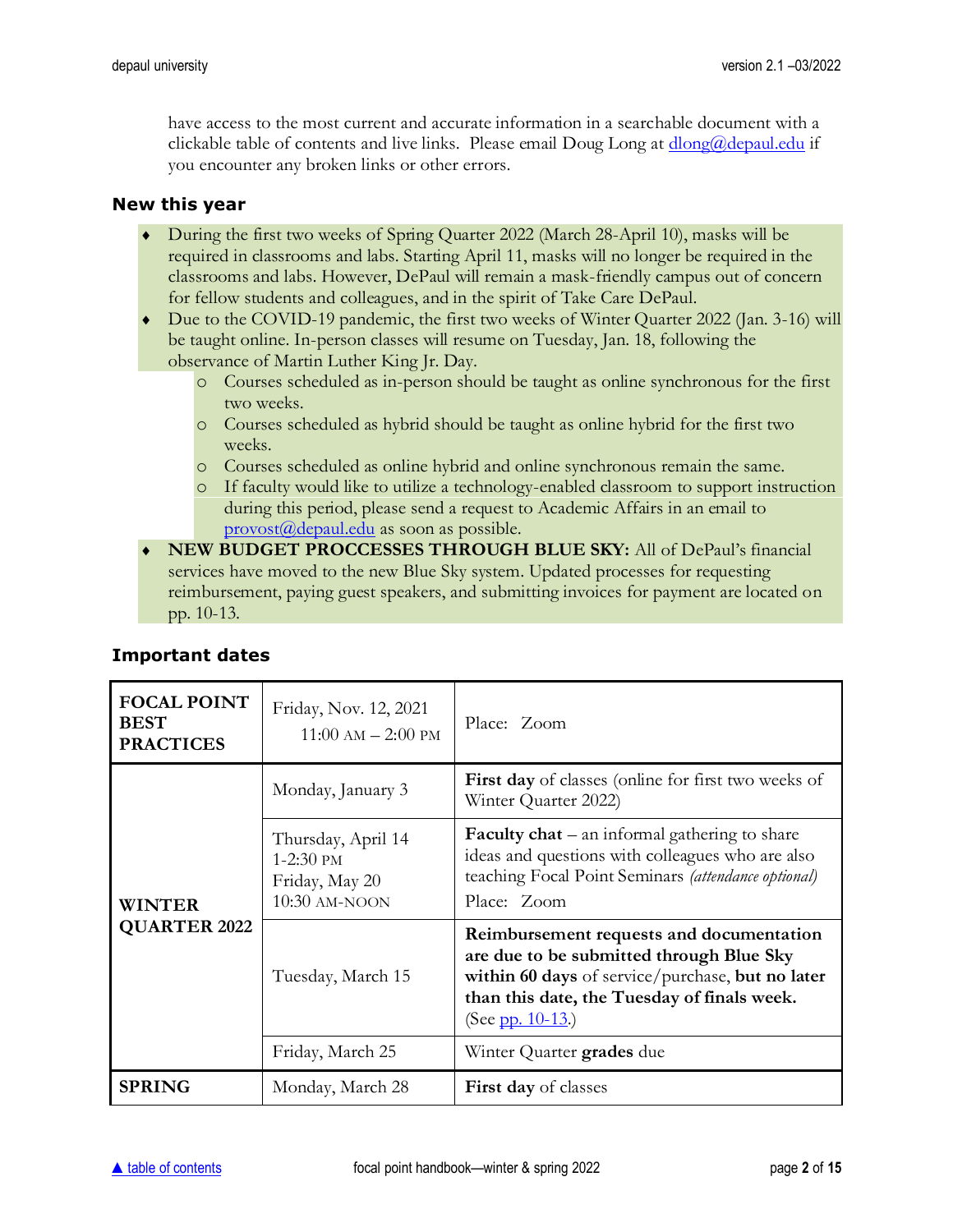have access to the most current and accurate information in a searchable document with a clickable table of contents and live links. Please email Doug Long at [dlong@depaul.edu](mailto:dlong@depaul.edu) if you encounter any broken links or other errors.

## New this year

- During the first two weeks of Spring Quarter 2022 (March 28-April 10), masks will be required in classrooms and labs. Starting April 11, masks will no longer be required in the classrooms and labs. However, DePaul will remain a mask-friendly campus out of concern for fellow students and colleagues, and in the spirit of Take Care DePaul.
- Due to the COVID-19 pandemic, the first two weeks of Winter Quarter 2022 (Jan. 3-16) will be taught online. In-person classes will resume on Tuesday, Jan. 18, following the observance of Martin Luther King Jr. Day.
  - Courses scheduled as in-person should be taught as online synchronous for the first two weeks.
  - Courses scheduled as hybrid should be taught as online hybrid for the first two weeks.
  - Courses scheduled as online hybrid and online synchronous remain the same.
  - If faculty would like to utilize a technology-enabled classroom to support instruction during this period, please send a request to Academic Affairs in an email to [provost@depaul.edu](mailto:provost@depaul.edu) as soon as possible.
- **NEW BUDGET PROCCESSES THROUGH BLUE SKY:** All of DePaul's financial services have moved to the new Blue Sky system. Updated processes for requesting reimbursement, paying guest speakers, and submitting invoices for payment are located on pp. 10-13.

## Important dates

| | | |
|---|---|---|
| **FOCAL POINT BEST PRACTICES** | Friday, Nov. 12, 2021<br>11:00 AM – 2:00 PM | Place: Zoom |
| **WINTER QUARTER 2022** | Monday, January 3 | **First day** of classes (online for first two weeks of Winter Quarter 2022) |
| | Thursday, April 14<br>1-2:30 PM<br>Friday, May 20<br>10:30 AM-NOON | **Faculty chat** – an informal gathering to share ideas and questions with colleagues who are also teaching Focal Point Seminars *(attendance optional)*<br>Place: Zoom |
| | Tuesday, March 15 | **Reimbursement requests and documentation are due to be submitted through Blue Sky within 60 days** of service/purchase, **but no later than this date, the Tuesday of finals week.** (See [pp. 10-13](#).) |
| | Friday, March 25 | Winter Quarter **grades** due |
| **SPRING** | Monday, March 28 | **First day** of classes |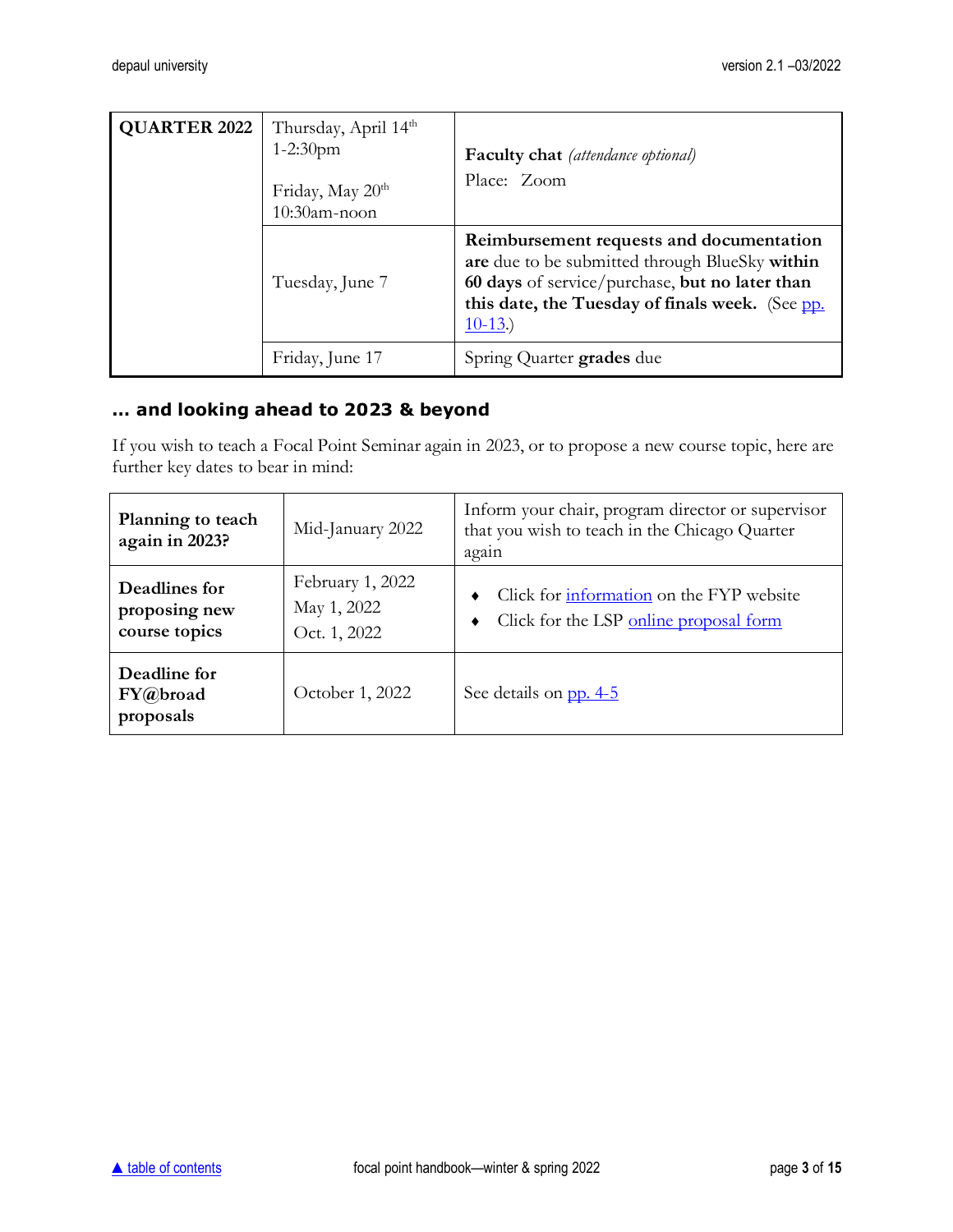| QUARTER 2022 | Thursday, April 14th 1-2:30pm<br><br>Friday, May 20th 10:30am-noon | **Faculty chat** *(attendance optional)*<br>Place: Zoom |
|---|---|---|
| | Tuesday, June 7 | **Reimbursement requests and documentation are** due to be submitted through BlueSky **within 60 days** of service/purchase, **but no later than this date, the Tuesday of finals week.** (See [pp. 10-13](#).) |
| | Friday, June 17 | Spring Quarter **grades** due |

### … and looking ahead to 2023 & beyond

If you wish to teach a Focal Point Seminar again in 2023, or to propose a new course topic, here are further key dates to bear in mind:

| | | |
|---|---|---|
| **Planning to teach again in 2023?** | Mid-January 2022 | Inform your chair, program director or supervisor that you wish to teach in the Chicago Quarter again |
| **Deadlines for proposing new course topics** | February 1, 2022<br>May 1, 2022<br>Oct. 1, 2022 | ♦ Click for [information](#) on the FYP website<br>♦ Click for the LSP [online proposal form](#) |
| **Deadline for FY@broad proposals** | October 1, 2022 | See details on [pp. 4-5](#) |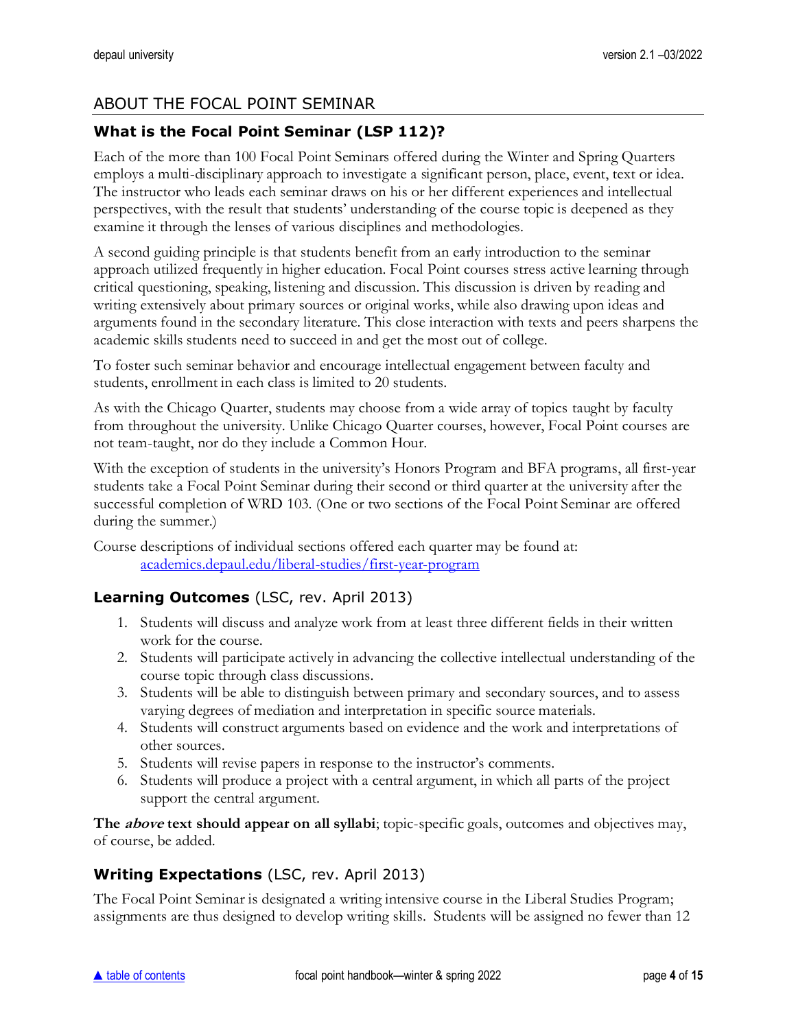## ABOUT THE FOCAL POINT SEMINAR

### What is the Focal Point Seminar (LSP 112)?

Each of the more than 100 Focal Point Seminars offered during the Winter and Spring Quarters employs a multi-disciplinary approach to investigate a significant person, place, event, text or idea. The instructor who leads each seminar draws on his or her different experiences and intellectual perspectives, with the result that students' understanding of the course topic is deepened as they examine it through the lenses of various disciplines and methodologies.

A second guiding principle is that students benefit from an early introduction to the seminar approach utilized frequently in higher education. Focal Point courses stress active learning through critical questioning, speaking, listening and discussion. This discussion is driven by reading and writing extensively about primary sources or original works, while also drawing upon ideas and arguments found in the secondary literature. This close interaction with texts and peers sharpens the academic skills students need to succeed in and get the most out of college.

To foster such seminar behavior and encourage intellectual engagement between faculty and students, enrollment in each class is limited to 20 students.

As with the Chicago Quarter, students may choose from a wide array of topics taught by faculty from throughout the university. Unlike Chicago Quarter courses, however, Focal Point courses are not team-taught, nor do they include a Common Hour.

With the exception of students in the university's Honors Program and BFA programs, all first-year students take a Focal Point Seminar during their second or third quarter at the university after the successful completion of WRD 103. (One or two sections of the Focal Point Seminar are offered during the summer.)

Course descriptions of individual sections offered each quarter may be found at:
[academics.depaul.edu/liberal-studies/first-year-program](academics.depaul.edu/liberal-studies/first-year-program)

### Learning Outcomes (LSC, rev. April 2013)

1. Students will discuss and analyze work from at least three different fields in their written work for the course.
2. Students will participate actively in advancing the collective intellectual understanding of the course topic through class discussions.
3. Students will be able to distinguish between primary and secondary sources, and to assess varying degrees of mediation and interpretation in specific source materials.
4. Students will construct arguments based on evidence and the work and interpretations of other sources.
5. Students will revise papers in response to the instructor's comments.
6. Students will produce a project with a central argument, in which all parts of the project support the central argument.

**The *above* text should appear on all syllabi**; topic-specific goals, outcomes and objectives may, of course, be added.

### Writing Expectations (LSC, rev. April 2013)

The Focal Point Seminar is designated a writing intensive course in the Liberal Studies Program; assignments are thus designed to develop writing skills. Students will be assigned no fewer than 12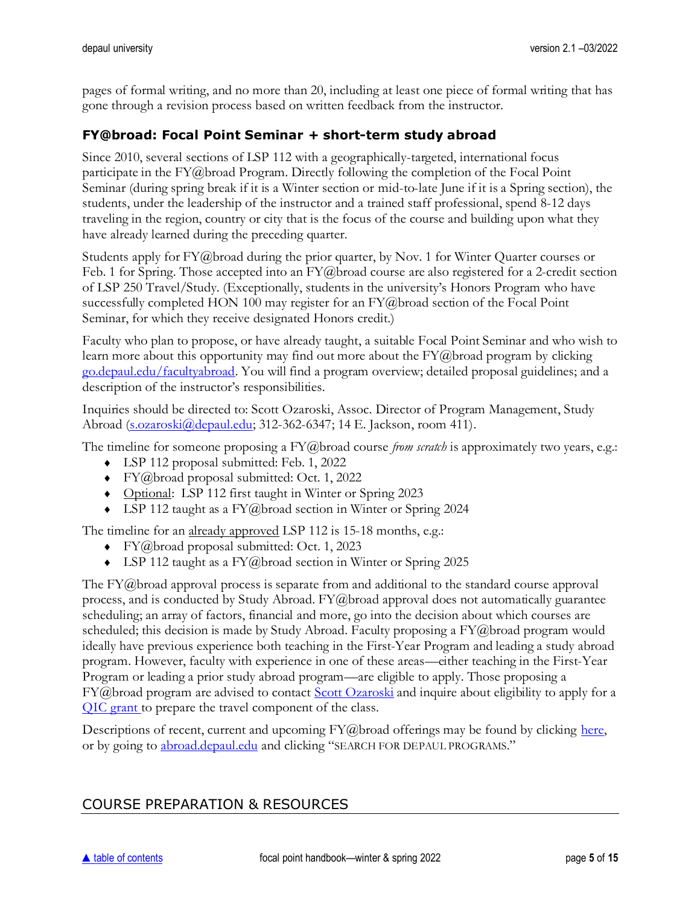pages of formal writing, and no more than 20, including at least one piece of formal writing that has gone through a revision process based on written feedback from the instructor.

### FY@broad: Focal Point Seminar + short-term study abroad

Since 2010, several sections of LSP 112 with a geographically-targeted, international focus participate in the FY@broad Program. Directly following the completion of the Focal Point Seminar (during spring break if it is a Winter section or mid-to-late June if it is a Spring section), the students, under the leadership of the instructor and a trained staff professional, spend 8-12 days traveling in the region, country or city that is the focus of the course and building upon what they have already learned during the preceding quarter.

Students apply for FY@broad during the prior quarter, by Nov. 1 for Winter Quarter courses or Feb. 1 for Spring. Those accepted into an FY@broad course are also registered for a 2-credit section of LSP 250 Travel/Study. (Exceptionally, students in the university's Honors Program who have successfully completed HON 100 may register for an FY@broad section of the Focal Point Seminar, for which they receive designated Honors credit.)

Faculty who plan to propose, or have already taught, a suitable Focal Point Seminar and who wish to learn more about this opportunity may find out more about the FY@broad program by clicking [go.depaul.edu/facultyabroad](go.depaul.edu/facultyabroad). You will find a program overview; detailed proposal guidelines; and a description of the instructor's responsibilities.

Inquiries should be directed to: Scott Ozaroski, Assoc. Director of Program Management, Study Abroad ([s.ozaroski@depaul.edu](mailto:s.ozaroski@depaul.edu); 312-362-6347; 14 E. Jackson, room 411).

The timeline for someone proposing a FY@broad course *from scratch* is approximately two years, e.g.:

- LSP 112 proposal submitted: Feb. 1, 2022
- FY@broad proposal submitted: Oct. 1, 2022
- Optional: LSP 112 first taught in Winter or Spring 2023
- LSP 112 taught as a FY@broad section in Winter or Spring 2024

The timeline for an already approved LSP 112 is 15-18 months, e.g.:

- FY@broad proposal submitted: Oct. 1, 2023
- LSP 112 taught as a FY@broad section in Winter or Spring 2025

The FY@broad approval process is separate from and additional to the standard course approval process, and is conducted by Study Abroad. FY@broad approval does not automatically guarantee scheduling; an array of factors, financial and more, go into the decision about which courses are scheduled; this decision is made by Study Abroad. Faculty proposing a FY@broad program would ideally have previous experience both teaching in the First-Year Program and leading a study abroad program. However, faculty with experience in one of these areas—either teaching in the First-Year Program or leading a prior study abroad program—are eligible to apply. Those proposing a FY@broad program are advised to contact Scott Ozaroski and inquire about eligibility to apply for a QIC grant to prepare the travel component of the class.

Descriptions of recent, current and upcoming FY@broad offerings may be found by clicking here, or by going to [abroad.depaul.edu](abroad.depaul.edu) and clicking "SEARCH FOR DEPAUL PROGRAMS."

## COURSE PREPARATION & RESOURCES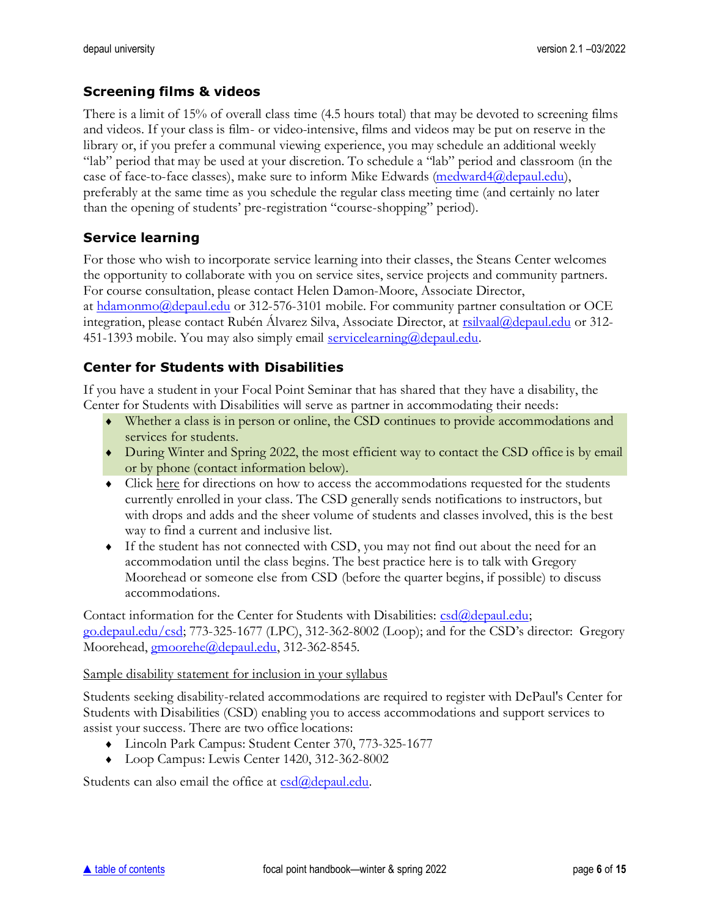## Screening films & videos

There is a limit of 15% of overall class time (4.5 hours total) that may be devoted to screening films and videos. If your class is film- or video-intensive, films and videos may be put on reserve in the library or, if you prefer a communal viewing experience, you may schedule an additional weekly "lab" period that may be used at your discretion. To schedule a "lab" period and classroom (in the case of face-to-face classes), make sure to inform Mike Edwards (medward4@depaul.edu), preferably at the same time as you schedule the regular class meeting time (and certainly no later than the opening of students' pre-registration "course-shopping" period).

## Service learning

For those who wish to incorporate service learning into their classes, the Steans Center welcomes the opportunity to collaborate with you on service sites, service projects and community partners. For course consultation, please contact Helen Damon-Moore, Associate Director, at hdamonmo@depaul.edu or 312-576-3101 mobile. For community partner consultation or OCE integration, please contact Rubén Álvarez Silva, Associate Director, at rsilvaal@depaul.edu or 312-451-1393 mobile. You may also simply email servicelearning@depaul.edu.

## Center for Students with Disabilities

If you have a student in your Focal Point Seminar that has shared that they have a disability, the Center for Students with Disabilities will serve as partner in accommodating their needs:

- Whether a class is in person or online, the CSD continues to provide accommodations and services for students.
- During Winter and Spring 2022, the most efficient way to contact the CSD office is by email or by phone (contact information below).
- Click here for directions on how to access the accommodations requested for the students currently enrolled in your class. The CSD generally sends notifications to instructors, but with drops and adds and the sheer volume of students and classes involved, this is the best way to find a current and inclusive list.
- If the student has not connected with CSD, you may not find out about the need for an accommodation until the class begins. The best practice here is to talk with Gregory Moorehead or someone else from CSD (before the quarter begins, if possible) to discuss accommodations.

Contact information for the Center for Students with Disabilities: csd@depaul.edu; go.depaul.edu/csd; 773-325-1677 (LPC), 312-362-8002 (Loop); and for the CSD's director: Gregory Moorehead, gmoorehe@depaul.edu, 312-362-8545.

Sample disability statement for inclusion in your syllabus

Students seeking disability-related accommodations are required to register with DePaul's Center for Students with Disabilities (CSD) enabling you to access accommodations and support services to assist your success. There are two office locations:

- Lincoln Park Campus: Student Center 370, 773-325-1677
- Loop Campus: Lewis Center 1420, 312-362-8002

Students can also email the office at csd@depaul.edu.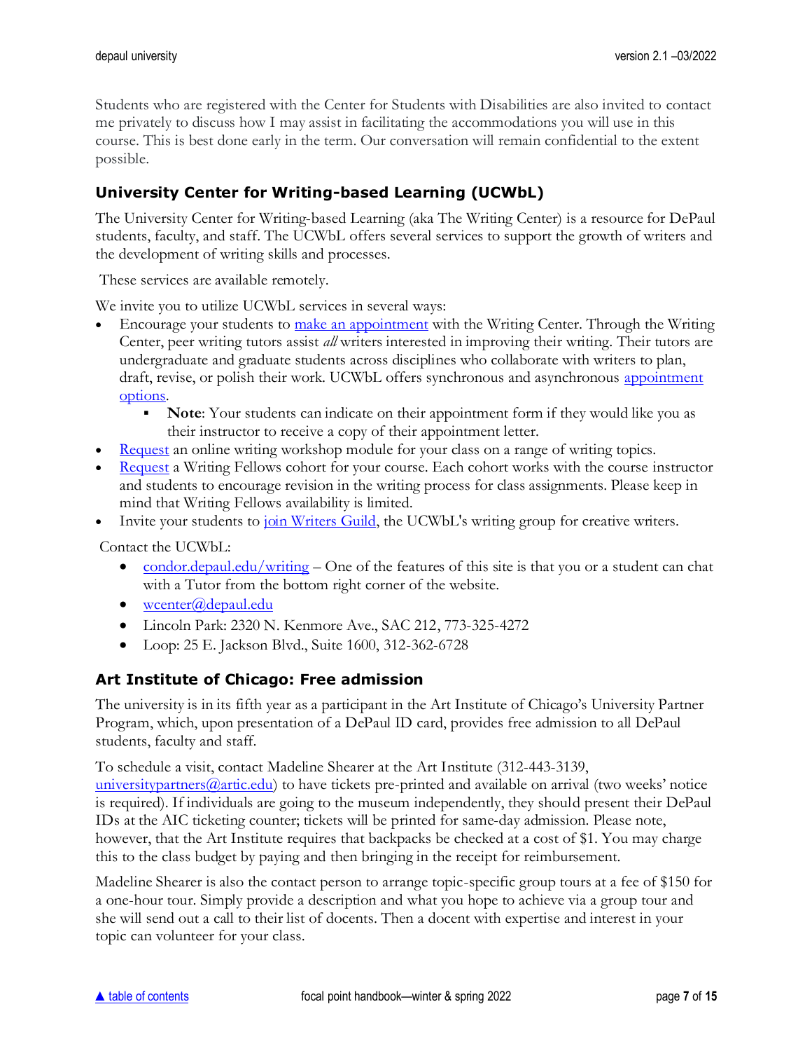Students who are registered with the Center for Students with Disabilities are also invited to contact me privately to discuss how I may assist in facilitating the accommodations you will use in this course. This is best done early in the term. Our conversation will remain confidential to the extent possible.

## University Center for Writing-based Learning (UCWbL)

The University Center for Writing-based Learning (aka The Writing Center) is a resource for DePaul students, faculty, and staff. The UCWbL offers several services to support the growth of writers and the development of writing skills and processes.

These services are available remotely.

We invite you to utilize UCWbL services in several ways:

- Encourage your students to make an appointment with the Writing Center. Through the Writing Center, peer writing tutors assist *all* writers interested in improving their writing. Their tutors are undergraduate and graduate students across disciplines who collaborate with writers to plan, draft, revise, or polish their work. UCWbL offers synchronous and asynchronous appointment options.
    - **Note**: Your students can indicate on their appointment form if they would like you as their instructor to receive a copy of their appointment letter.
- Request an online writing workshop module for your class on a range of writing topics.
- Request a Writing Fellows cohort for your course. Each cohort works with the course instructor and students to encourage revision in the writing process for class assignments. Please keep in mind that Writing Fellows availability is limited.
- Invite your students to join Writers Guild, the UCWbL's writing group for creative writers.

Contact the UCWbL:

- condor.depaul.edu/writing – One of the features of this site is that you or a student can chat with a Tutor from the bottom right corner of the website.
- wcenter@depaul.edu
- Lincoln Park: 2320 N. Kenmore Ave., SAC 212, 773-325-4272
- Loop: 25 E. Jackson Blvd., Suite 1600, 312-362-6728

## Art Institute of Chicago: Free admission

The university is in its fifth year as a participant in the Art Institute of Chicago's University Partner Program, which, upon presentation of a DePaul ID card, provides free admission to all DePaul students, faculty and staff.

To schedule a visit, contact Madeline Shearer at the Art Institute (312-443-3139, universitypartners@artic.edu) to have tickets pre-printed and available on arrival (two weeks' notice is required). If individuals are going to the museum independently, they should present their DePaul IDs at the AIC ticketing counter; tickets will be printed for same-day admission. Please note, however, that the Art Institute requires that backpacks be checked at a cost of $1. You may charge this to the class budget by paying and then bringing in the receipt for reimbursement.

Madeline Shearer is also the contact person to arrange topic-specific group tours at a fee of $150 for a one-hour tour. Simply provide a description and what you hope to achieve via a group tour and she will send out a call to their list of docents. Then a docent with expertise and interest in your topic can volunteer for your class.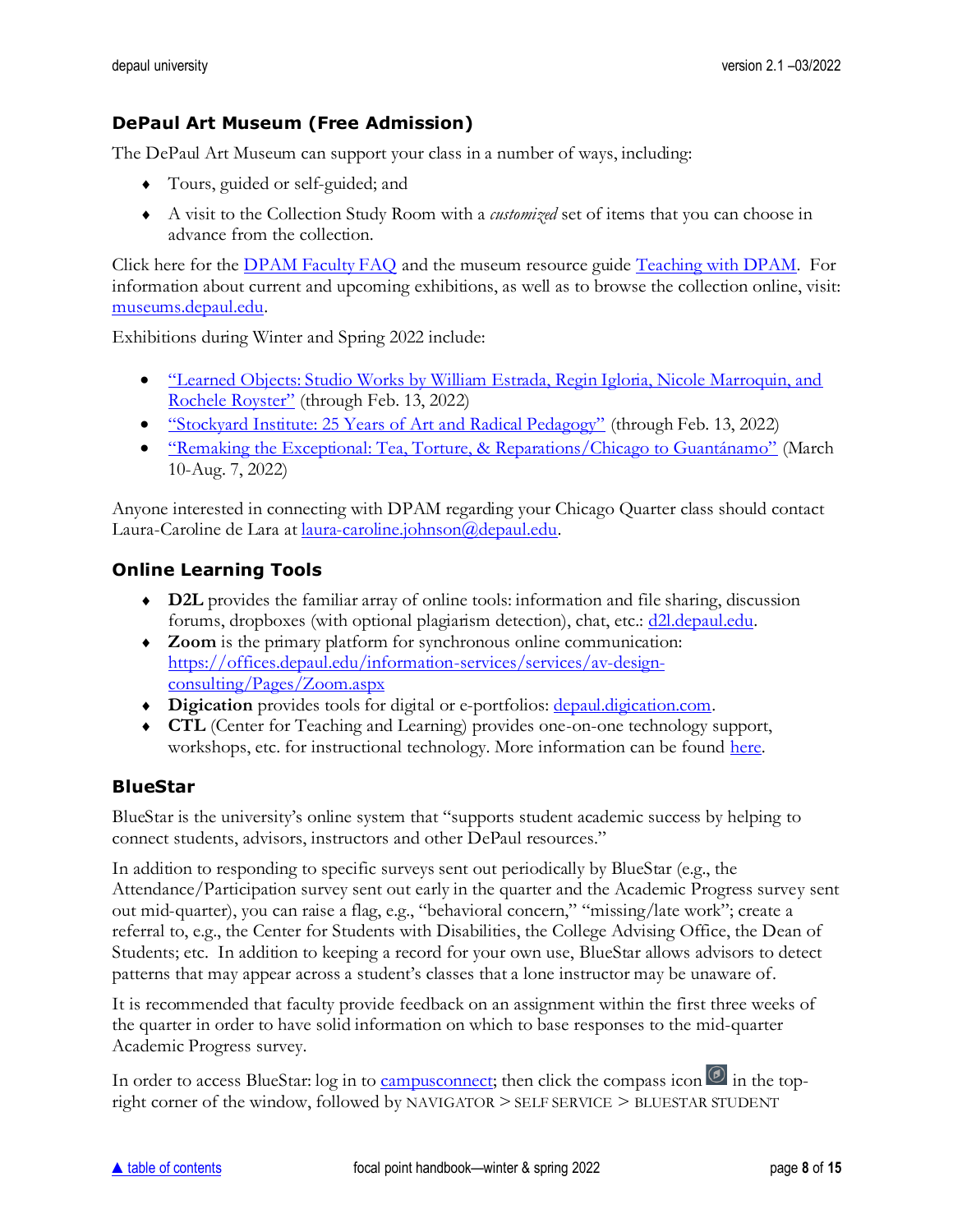### DePaul Art Museum (Free Admission)

The DePaul Art Museum can support your class in a number of ways, including:

- Tours, guided or self-guided; and
- A visit to the Collection Study Room with a *customized* set of items that you can choose in advance from the collection.

Click here for the DPAM Faculty FAQ and the museum resource guide Teaching with DPAM. For information about current and upcoming exhibitions, as well as to browse the collection online, visit: museums.depaul.edu.

Exhibitions during Winter and Spring 2022 include:

- "Learned Objects: Studio Works by William Estrada, Regin Igloria, Nicole Marroquin, and Rochele Royster" (through Feb. 13, 2022)
- "Stockyard Institute: 25 Years of Art and Radical Pedagogy" (through Feb. 13, 2022)
- "Remaking the Exceptional: Tea, Torture, & Reparations/Chicago to Guantánamo" (March 10-Aug. 7, 2022)

Anyone interested in connecting with DPAM regarding your Chicago Quarter class should contact Laura-Caroline de Lara at laura-caroline.johnson@depaul.edu.

### Online Learning Tools

- **D2L** provides the familiar array of online tools: information and file sharing, discussion forums, dropboxes (with optional plagiarism detection), chat, etc.: d2l.depaul.edu.
- **Zoom** is the primary platform for synchronous online communication: https://offices.depaul.edu/information-services/services/av-design-consulting/Pages/Zoom.aspx
- **Digication** provides tools for digital or e-portfolios: depaul.digication.com.
- **CTL** (Center for Teaching and Learning) provides one-on-one technology support, workshops, etc. for instructional technology. More information can be found here.

### BlueStar

BlueStar is the university's online system that "supports student academic success by helping to connect students, advisors, instructors and other DePaul resources."

In addition to responding to specific surveys sent out periodically by BlueStar (e.g., the Attendance/Participation survey sent out early in the quarter and the Academic Progress survey sent out mid-quarter), you can raise a flag, e.g., "behavioral concern," "missing/late work"; create a referral to, e.g., the Center for Students with Disabilities, the College Advising Office, the Dean of Students; etc. In addition to keeping a record for your own use, BlueStar allows advisors to detect patterns that may appear across a student's classes that a lone instructor may be unaware of.

It is recommended that faculty provide feedback on an assignment within the first three weeks of the quarter in order to have solid information on which to base responses to the mid-quarter Academic Progress survey.

In order to access BlueStar: log in to campusconnect; then click the compass icon in the top-right corner of the window, followed by NAVIGATOR > SELF SERVICE > BLUESTAR STUDENT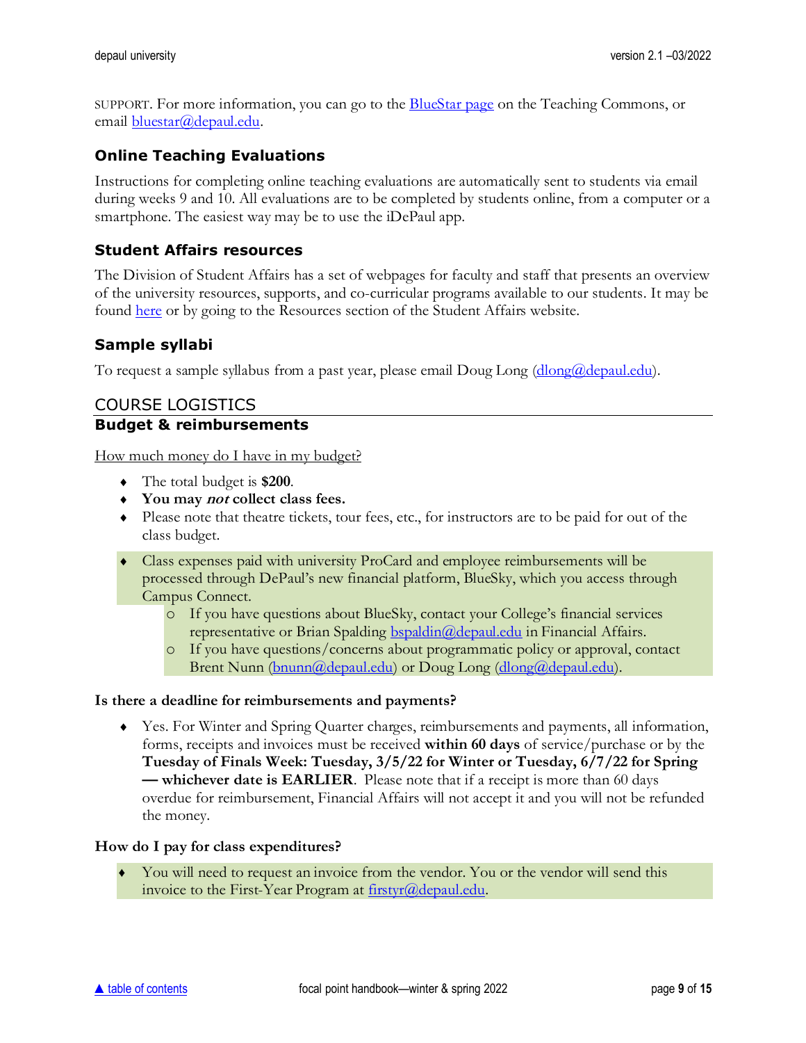SUPPORT. For more information, you can go to the [BlueStar page](#) on the Teaching Commons, or email [bluestar@depaul.edu](mailto:bluestar@depaul.edu).

### Online Teaching Evaluations

Instructions for completing online teaching evaluations are automatically sent to students via email during weeks 9 and 10. All evaluations are to be completed by students online, from a computer or a smartphone. The easiest way may be to use the iDePaul app.

### Student Affairs resources

The Division of Student Affairs has a set of webpages for faculty and staff that presents an overview of the university resources, supports, and co-curricular programs available to our students. It may be found [here](#) or by going to the Resources section of the Student Affairs website.

### Sample syllabi

To request a sample syllabus from a past year, please email Doug Long ([dlong@depaul.edu](mailto:dlong@depaul.edu)).

## COURSE LOGISTICS

### Budget & reimbursements

How much money do I have in my budget?

- The total budget is **$200**.
- **You may *not* collect class fees.**
- Please note that theatre tickets, tour fees, etc., for instructors are to be paid for out of the class budget.
- Class expenses paid with university ProCard and employee reimbursements will be processed through DePaul's new financial platform, BlueSky, which you access through Campus Connect.
  - If you have questions about BlueSky, contact your College's financial services representative or Brian Spalding [bspaldin@depaul.edu](mailto:bspaldin@depaul.edu) in Financial Affairs.
  - If you have questions/concerns about programmatic policy or approval, contact Brent Nunn ([bnunn@depaul.edu](mailto:bnunn@depaul.edu)) or Doug Long ([dlong@depaul.edu](mailto:dlong@depaul.edu)).

**Is there a deadline for reimbursements and payments?**

- Yes. For Winter and Spring Quarter charges, reimbursements and payments, all information, forms, receipts and invoices must be received **within 60 days** of service/purchase or by the **Tuesday of Finals Week: Tuesday, 3/5/22 for Winter or Tuesday, 6/7/22 for Spring — whichever date is EARLIER**. Please note that if a receipt is more than 60 days overdue for reimbursement, Financial Affairs will not accept it and you will not be refunded the money.

**How do I pay for class expenditures?**

- You will need to request an invoice from the vendor. You or the vendor will send this invoice to the First-Year Program at [firstyr@depaul.edu](mailto:firstyr@depaul.edu).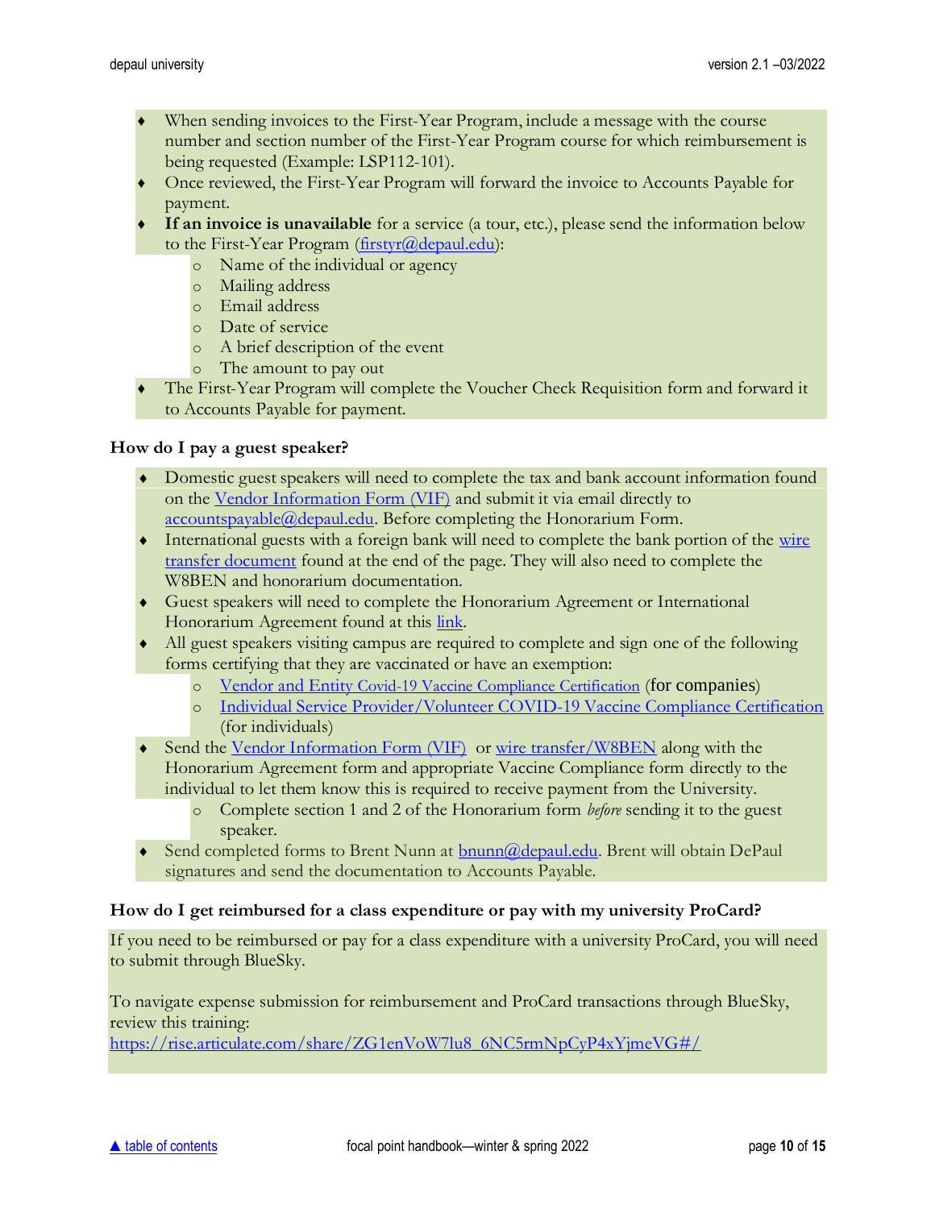- When sending invoices to the First-Year Program, include a message with the course number and section number of the First-Year Program course for which reimbursement is being requested (Example: LSP112-101).
- Once reviewed, the First-Year Program will forward the invoice to Accounts Payable for payment.
- **If an invoice is unavailable** for a service (a tour, etc.), please send the information below to the First-Year Program (firstyr@depaul.edu):
  - Name of the individual or agency
  - Mailing address
  - Email address
  - Date of service
  - A brief description of the event
  - The amount to pay out
- The First-Year Program will complete the Voucher Check Requisition form and forward it to Accounts Payable for payment.

### How do I pay a guest speaker?

- Domestic guest speakers will need to complete the tax and bank account information found on the Vendor Information Form (VIF) and submit it via email directly to accountspayable@depaul.edu. Before completing the Honorarium Form.
- International guests with a foreign bank will need to complete the bank portion of the wire transfer document found at the end of the page. They will also need to complete the W8BEN and honorarium documentation.
- Guest speakers will need to complete the Honorarium Agreement or International Honorarium Agreement found at this link.
- All guest speakers visiting campus are required to complete and sign one of the following forms certifying that they are vaccinated or have an exemption:
  - Vendor and Entity Covid-19 Vaccine Compliance Certification (for companies)
  - Individual Service Provider/Volunteer COVID-19 Vaccine Compliance Certification (for individuals)
- Send the Vendor Information Form (VIF) or wire transfer/W8BEN along with the Honorarium Agreement form and appropriate Vaccine Compliance form directly to the individual to let them know this is required to receive payment from the University.
  - Complete section 1 and 2 of the Honorarium form *before* sending it to the guest speaker.
- Send completed forms to Brent Nunn at bnunn@depaul.edu. Brent will obtain DePaul signatures and send the documentation to Accounts Payable.

### How do I get reimbursed for a class expenditure or pay with my university ProCard?

If you need to be reimbursed or pay for a class expenditure with a university ProCard, you will need to submit through BlueSky.

To navigate expense submission for reimbursement and ProCard transactions through BlueSky, review this training:
https://rise.articulate.com/share/ZG1enVoW7lu8_6NC5rmNpCyP4xYjmeVG#/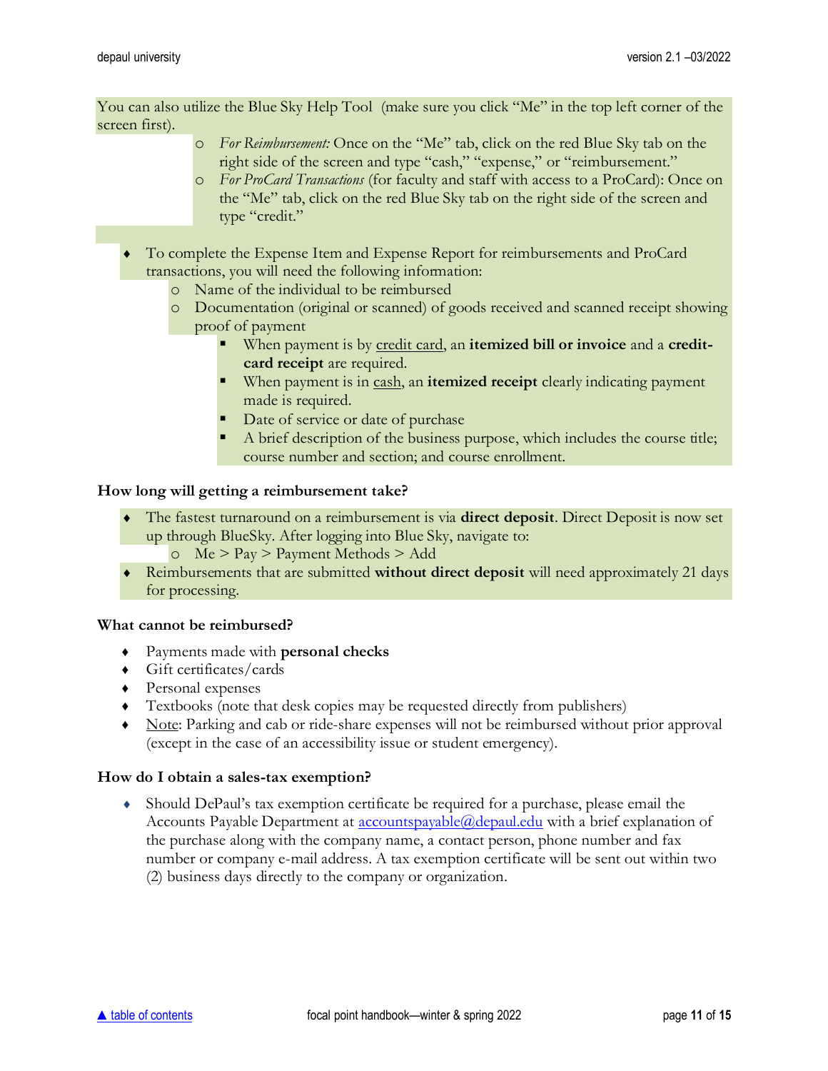You can also utilize the Blue Sky Help Tool (make sure you click "Me" in the top left corner of the screen first).

- *For Reimbursement:* Once on the "Me" tab, click on the red Blue Sky tab on the right side of the screen and type "cash," "expense," or "reimbursement."
- *For ProCard Transactions* (for faculty and staff with access to a ProCard): Once on the "Me" tab, click on the red Blue Sky tab on the right side of the screen and type "credit."

- To complete the Expense Item and Expense Report for reimbursements and ProCard transactions, you will need the following information:
  - Name of the individual to be reimbursed
  - Documentation (original or scanned) of goods received and scanned receipt showing proof of payment
    - When payment is by credit card, an **itemized bill or invoice** and a **credit-card receipt** are required.
    - When payment is in cash, an **itemized receipt** clearly indicating payment made is required.
    - Date of service or date of purchase
    - A brief description of the business purpose, which includes the course title; course number and section; and course enrollment.

### How long will getting a reimbursement take?

- The fastest turnaround on a reimbursement is via **direct deposit**. Direct Deposit is now set up through BlueSky. After logging into Blue Sky, navigate to:
  - Me > Pay > Payment Methods > Add
- Reimbursements that are submitted **without direct deposit** will need approximately 21 days for processing.

### What cannot be reimbursed?

- Payments made with **personal checks**
- Gift certificates/cards
- Personal expenses
- Textbooks (note that desk copies may be requested directly from publishers)
- Note: Parking and cab or ride-share expenses will not be reimbursed without prior approval (except in the case of an accessibility issue or student emergency).

### How do I obtain a sales-tax exemption?

- Should DePaul's tax exemption certificate be required for a purchase, please email the Accounts Payable Department at accountspayable@depaul.edu with a brief explanation of the purchase along with the company name, a contact person, phone number and fax number or company e-mail address. A tax exemption certificate will be sent out within two (2) business days directly to the company or organization.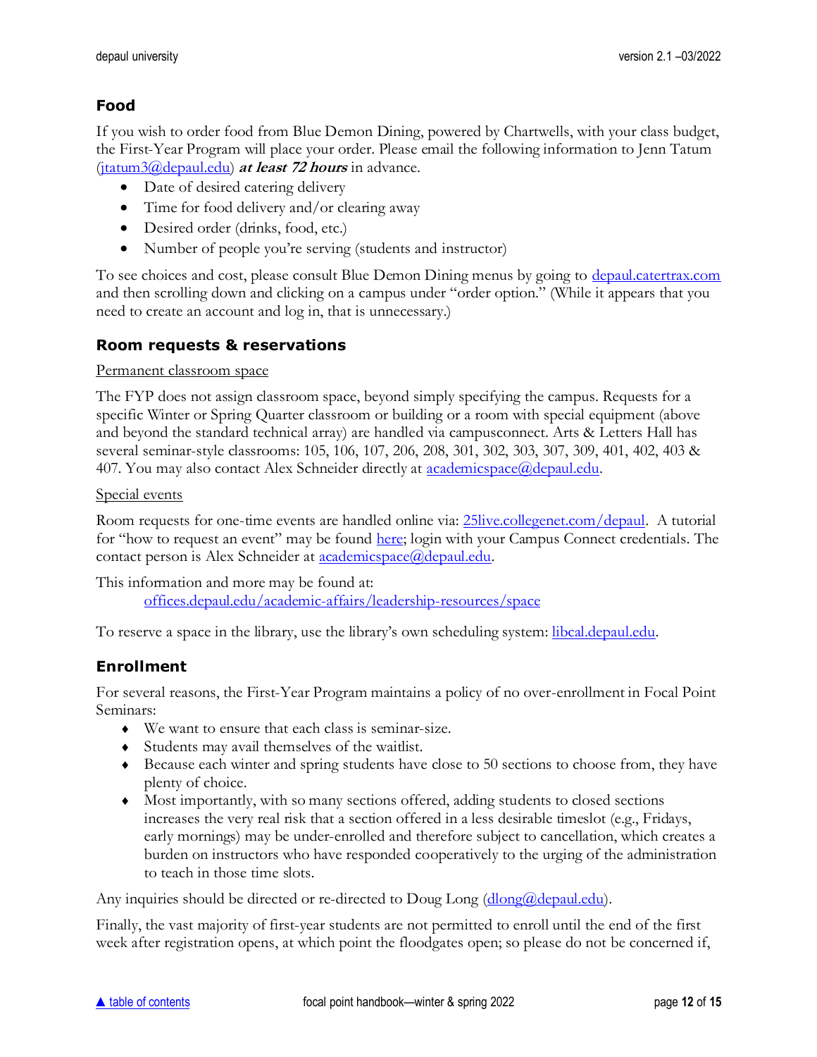## Food

If you wish to order food from Blue Demon Dining, powered by Chartwells, with your class budget, the First-Year Program will place your order. Please email the following information to Jenn Tatum (jtatum3@depaul.edu) ***at least 72 hours*** in advance.

- Date of desired catering delivery
- Time for food delivery and/or clearing away
- Desired order (drinks, food, etc.)
- Number of people you're serving (students and instructor)

To see choices and cost, please consult Blue Demon Dining menus by going to depaul.catertrax.com and then scrolling down and clicking on a campus under "order option." (While it appears that you need to create an account and log in, that is unnecessary.)

## Room requests & reservations

Permanent classroom space

The FYP does not assign classroom space, beyond simply specifying the campus. Requests for a specific Winter or Spring Quarter classroom or building or a room with special equipment (above and beyond the standard technical array) are handled via campusconnect. Arts & Letters Hall has several seminar-style classrooms: 105, 106, 107, 206, 208, 301, 302, 303, 307, 309, 401, 402, 403 & 407. You may also contact Alex Schneider directly at academicspace@depaul.edu.

Special events

Room requests for one-time events are handled online via: 25live.collegenet.com/depaul. A tutorial for "how to request an event" may be found here; login with your Campus Connect credentials. The contact person is Alex Schneider at academicspace@depaul.edu.

This information and more may be found at:
offices.depaul.edu/academic-affairs/leadership-resources/space

To reserve a space in the library, use the library's own scheduling system: libcal.depaul.edu.

## Enrollment

For several reasons, the First-Year Program maintains a policy of no over-enrollment in Focal Point Seminars:

- We want to ensure that each class is seminar-size.
- Students may avail themselves of the waitlist.
- Because each winter and spring students have close to 50 sections to choose from, they have plenty of choice.
- Most importantly, with so many sections offered, adding students to closed sections increases the very real risk that a section offered in a less desirable timeslot (e.g., Fridays, early mornings) may be under-enrolled and therefore subject to cancellation, which creates a burden on instructors who have responded cooperatively to the urging of the administration to teach in those time slots.

Any inquiries should be directed or re-directed to Doug Long (dlong@depaul.edu).

Finally, the vast majority of first-year students are not permitted to enroll until the end of the first week after registration opens, at which point the floodgates open; so please do not be concerned if,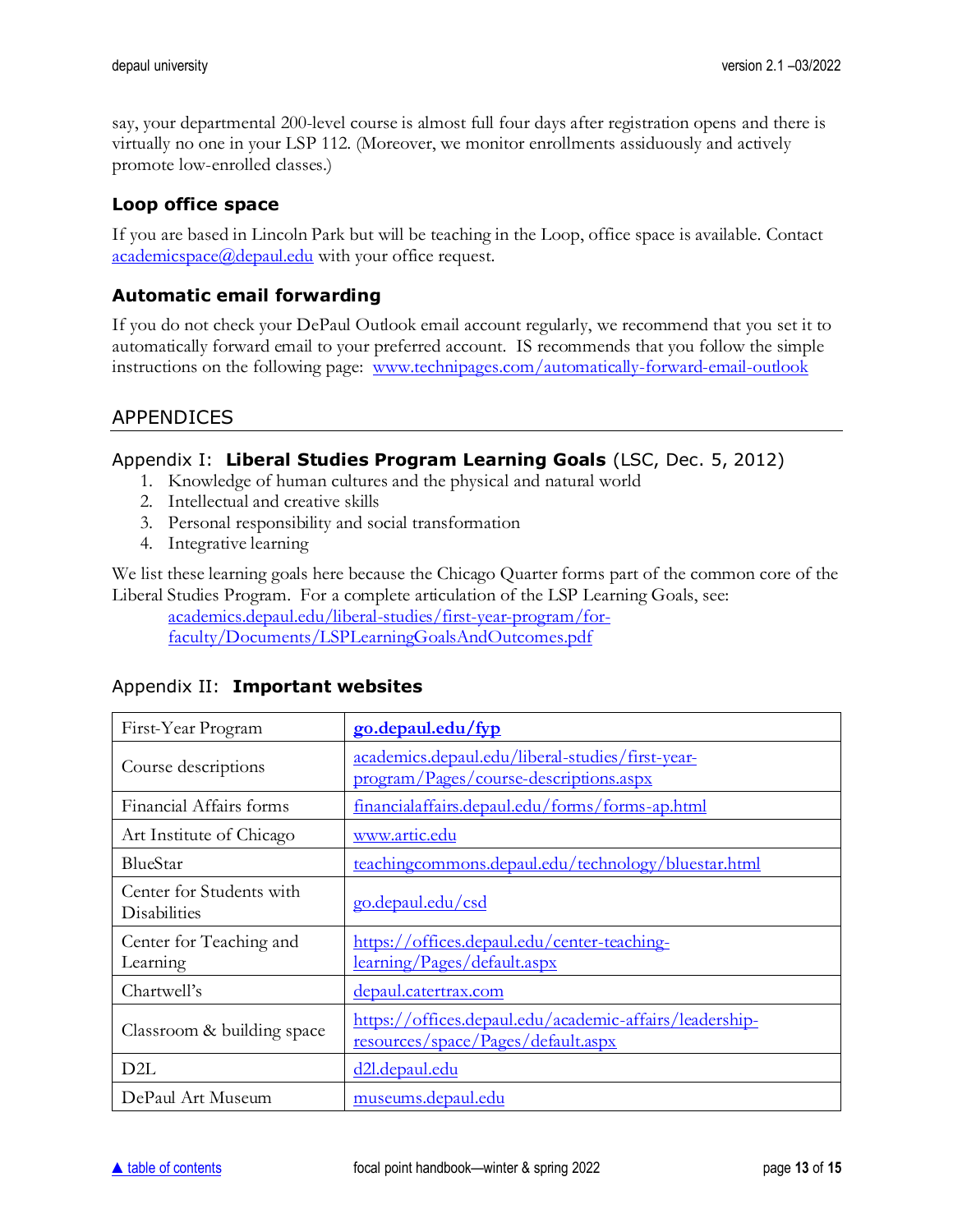say, your departmental 200-level course is almost full four days after registration opens and there is virtually no one in your LSP 112. (Moreover, we monitor enrollments assiduously and actively promote low-enrolled classes.)

### Loop office space

If you are based in Lincoln Park but will be teaching in the Loop, office space is available. Contact academicspace@depaul.edu with your office request.

### Automatic email forwarding

If you do not check your DePaul Outlook email account regularly, we recommend that you set it to automatically forward email to your preferred account. IS recommends that you follow the simple instructions on the following page: www.technipages.com/automatically-forward-email-outlook

## APPENDICES

### Appendix I: **Liberal Studies Program Learning Goals** (LSC, Dec. 5, 2012)

1. Knowledge of human cultures and the physical and natural world
2. Intellectual and creative skills
3. Personal responsibility and social transformation
4. Integrative learning

We list these learning goals here because the Chicago Quarter forms part of the common core of the Liberal Studies Program. For a complete articulation of the LSP Learning Goals, see:

academics.depaul.edu/liberal-studies/first-year-program/for-faculty/Documents/LSPLearningGoalsAndOutcomes.pdf

### Appendix II: **Important websites**

| | |
|---|---|
| First-Year Program | **go.depaul.edu/fyp** |
| Course descriptions | academics.depaul.edu/liberal-studies/first-year-program/Pages/course-descriptions.aspx |
| Financial Affairs forms | financialaffairs.depaul.edu/forms/forms-ap.html |
| Art Institute of Chicago | www.artic.edu |
| BlueStar | teachingcommons.depaul.edu/technology/bluestar.html |
| Center for Students with Disabilities | go.depaul.edu/csd |
| Center for Teaching and Learning | https://offices.depaul.edu/center-teaching-learning/Pages/default.aspx |
| Chartwell's | depaul.catertrax.com |
| Classroom & building space | https://offices.depaul.edu/academic-affairs/leadership-resources/space/Pages/default.aspx |
| D2L | d2l.depaul.edu |
| DePaul Art Museum | museums.depaul.edu |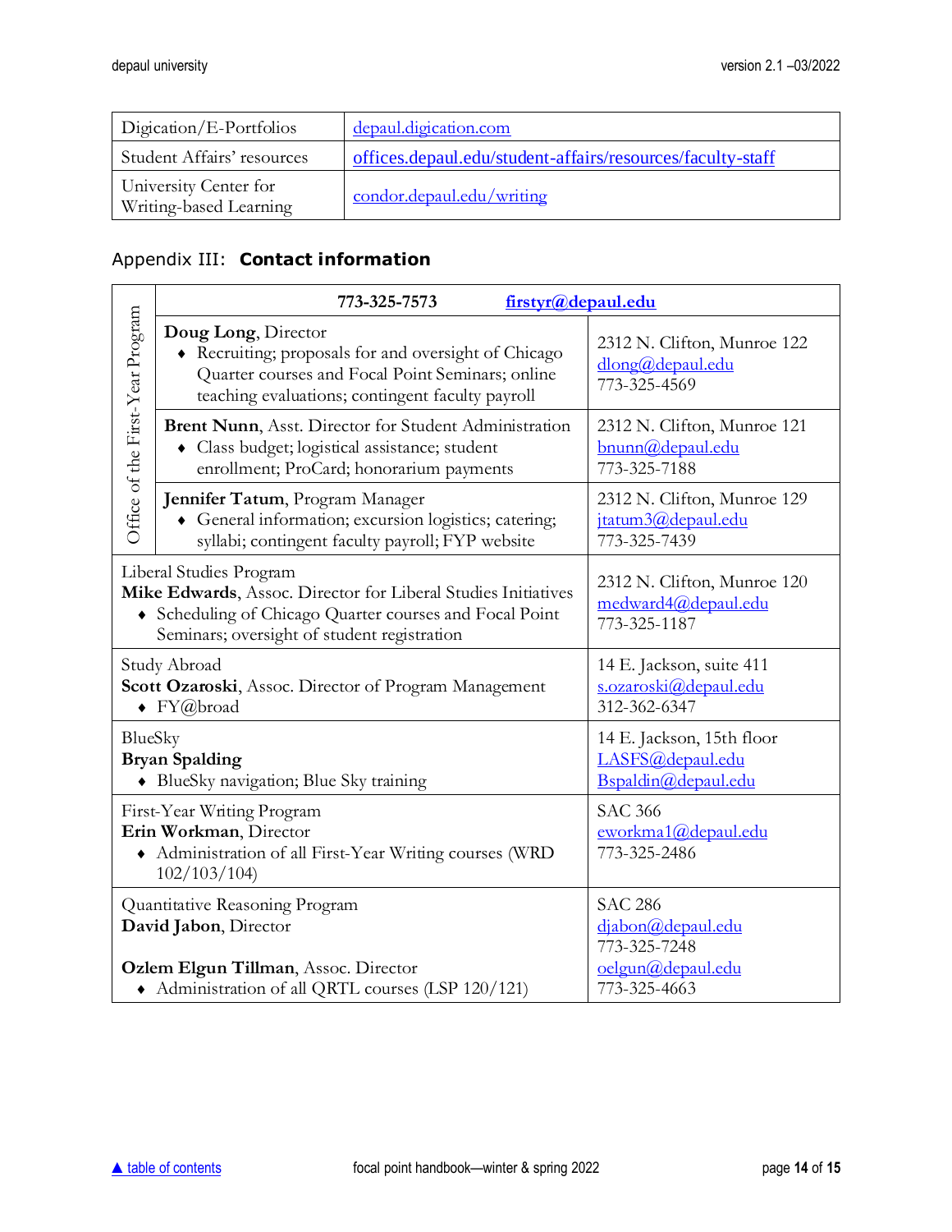| | |
|---|---|
| Digication/E-Portfolios | depaul.digication.com |
| Student Affairs' resources | offices.depaul.edu/student-affairs/resources/faculty-staff |
| University Center for Writing-based Learning | condor.depaul.edu/writing |

## Appendix III: **Contact information**

| | | |
|---|---|---|
| Office of the First-Year Program | **773-325-7573** **firstyr@depaul.edu** | |
| | **Doug Long**, Director<br>♦ Recruiting; proposals for and oversight of Chicago Quarter courses and Focal Point Seminars; online teaching evaluations; contingent faculty payroll | 2312 N. Clifton, Munroe 122<br>dlong@depaul.edu<br>773-325-4569 |
| | **Brent Nunn**, Asst. Director for Student Administration<br>♦ Class budget; logistical assistance; student enrollment; ProCard; honorarium payments | 2312 N. Clifton, Munroe 121<br>bnunn@depaul.edu<br>773-325-7188 |
| | **Jennifer Tatum**, Program Manager<br>♦ General information; excursion logistics; catering; syllabi; contingent faculty payroll; FYP website | 2312 N. Clifton, Munroe 129<br>jtatum3@depaul.edu<br>773-325-7439 |
| Liberal Studies Program<br>**Mike Edwards**, Assoc. Director for Liberal Studies Initiatives<br>♦ Scheduling of Chicago Quarter courses and Focal Point Seminars; oversight of student registration | | 2312 N. Clifton, Munroe 120<br>medward4@depaul.edu<br>773-325-1187 |
| Study Abroad<br>**Scott Ozaroski**, Assoc. Director of Program Management<br>♦ FY@broad | | 14 E. Jackson, suite 411<br>s.ozaroski@depaul.edu<br>312-362-6347 |
| BlueSky<br>**Bryan Spalding**<br>♦ BlueSky navigation; Blue Sky training | | 14 E. Jackson, 15th floor<br>LASFS@depaul.edu<br>Bspaldin@depaul.edu |
| First-Year Writing Program<br>**Erin Workman**, Director<br>♦ Administration of all First-Year Writing courses (WRD 102/103/104) | | SAC 366<br>eworkma1@depaul.edu<br>773-325-2486 |
| Quantitative Reasoning Program<br>**David Jabon**, Director<br><br>**Ozlem Elgun Tillman**, Assoc. Director<br>♦ Administration of all QRTL courses (LSP 120/121) | | SAC 286<br>djabon@depaul.edu<br>773-325-7248<br>oelgun@depaul.edu<br>773-325-4663 |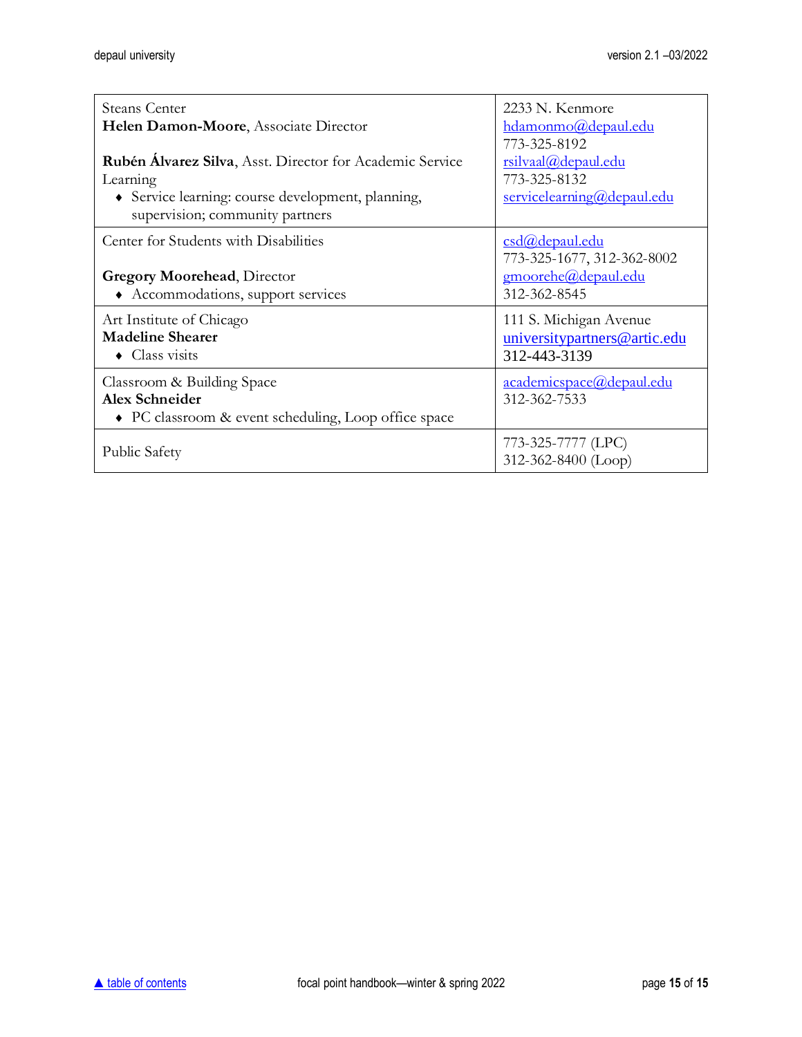| | |
|---|---|
| Steans Center<br>**Helen Damon-Moore**, Associate Director<br><br>**Rubén Álvarez Silva**, Asst. Director for Academic Service Learning<br>♦ Service learning: course development, planning, supervision; community partners | 2233 N. Kenmore<br>hdamonmo@depaul.edu<br>773-325-8192<br>rsilvaal@depaul.edu<br>773-325-8132<br>servicelearning@depaul.edu |
| Center for Students with Disabilities<br><br>**Gregory Moorehead**, Director<br>♦ Accommodations, support services | csd@depaul.edu<br>773-325-1677, 312-362-8002<br>gmoorehe@depaul.edu<br>312-362-8545 |
| Art Institute of Chicago<br>**Madeline Shearer**<br>♦ Class visits | 111 S. Michigan Avenue<br>universitypartners@artic.edu<br>312-443-3139 |
| Classroom & Building Space<br>**Alex Schneider**<br>♦ PC classroom & event scheduling, Loop office space | academicspace@depaul.edu<br>312-362-7533 |
| Public Safety | 773-325-7777 (LPC)<br>312-362-8400 (Loop) |